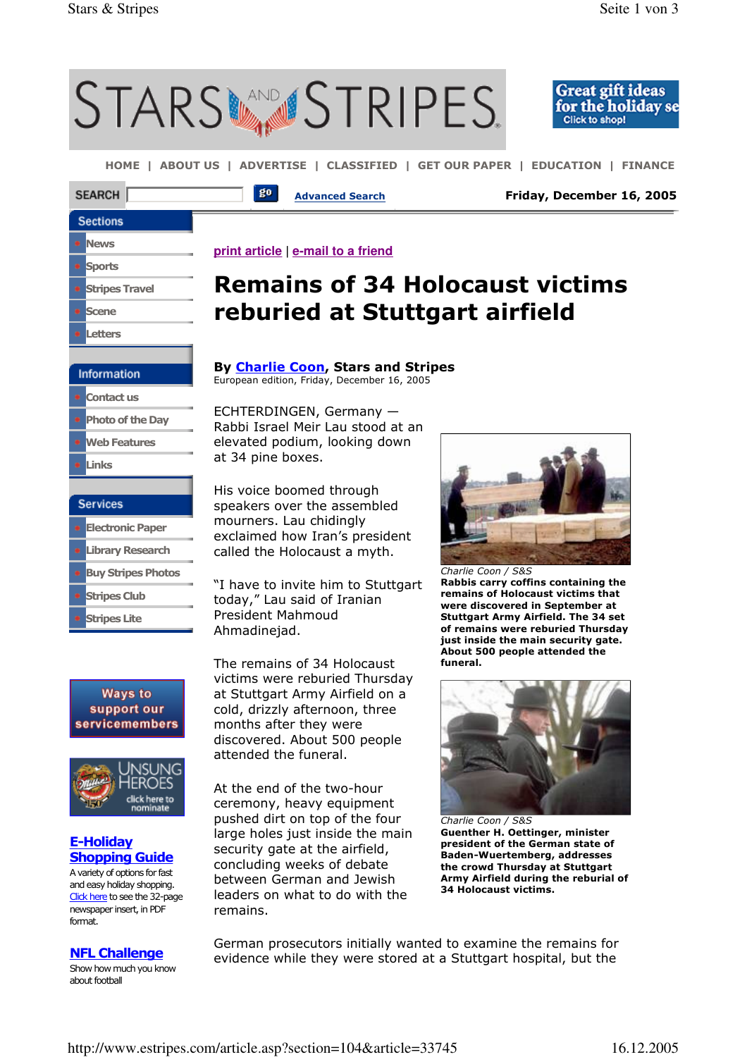# Remains of 34 Holocaust victims reburied at Stuttgart airfield

By Charlie Coon, Stars and Stripes
European edition, Friday, December 16, 2005

ECHTERDINGEN, Germany — Rabbi Israel Meir Lau stood at an elevated podium, looking down at 34 pine boxes.

His voice boomed through speakers over the assembled mourners. Lau chidingly exclaimed how Iran's president called the Holocaust a myth.

"I have to invite him to Stuttgart today," Lau said of Iranian President Mahmoud Ahmadinejad.

The remains of 34 Holocaust victims were reburied Thursday at Stuttgart Army Airfield on a cold, drizzly afternoon, three months after they were discovered. About 500 people attended the funeral.

At the end of the two-hour ceremony, heavy equipment pushed dirt on top of the four large holes just inside the main security gate at the airfield, concluding weeks of debate between German and Jewish leaders on what to do with the remains.

*Charlie Coon / S&S*
**Rabbis carry coffins containing the remains of Holocaust victims that were discovered in September at Stuttgart Army Airfield. The 34 set of remains were reburied Thursday just inside the main security gate. About 500 people attended the funeral.**

*Charlie Coon / S&S*
**Guenther H. Oettinger, minister president of the German state of Baden-Wuerternberg, addresses the crowd Thursday at Stuttgart Army Airfield during the reburial of 34 Holocaust victims.**

German prosecutors initially wanted to examine the remains for evidence while they were stored at a Stuttgart hospital, but the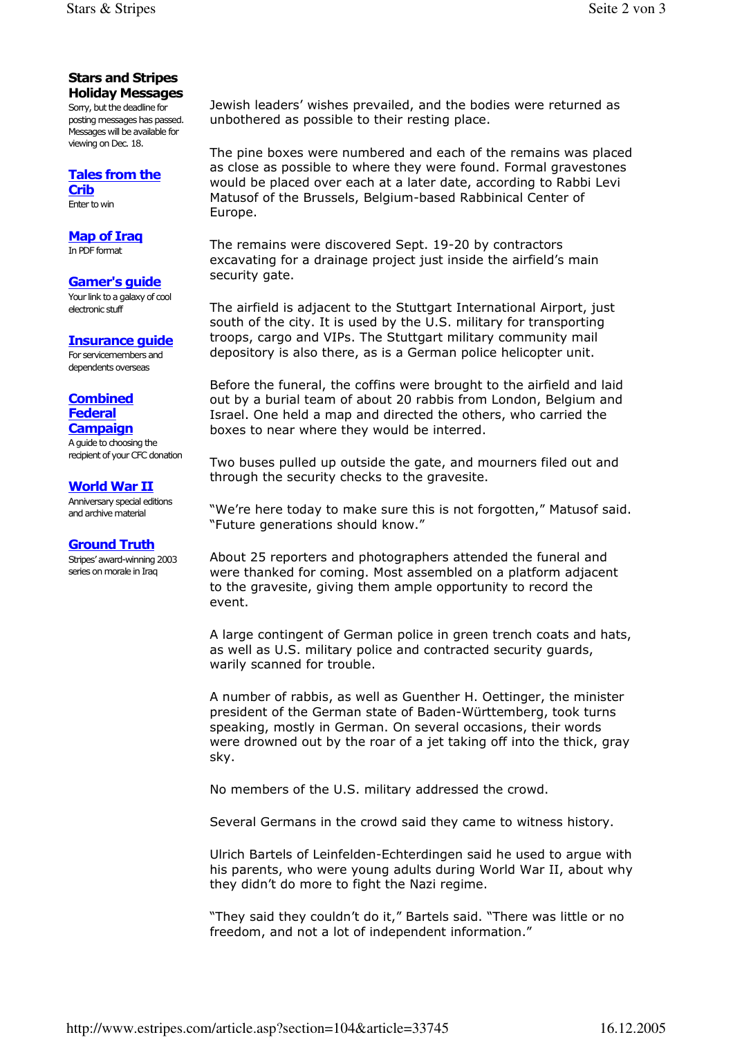**Stars and Stripes Holiday Messages**
Sorry, but the deadline for posting messages has passed. Messages will be available for viewing on Dec. 18.

**Tales from the Crib**
Enter to win

**Map of Iraq**
In PDF format

**Gamer's guide**
Your link to a galaxy of cool electronic stuff

**Insurance guide**
For servicemembers and dependents overseas

**Combined Federal Campaign**
A guide to choosing the recipient of your CFC donation

**World War II**
Anniversary special editions and archive material

**Ground Truth**
Stripes' award-winning 2003 series on morale in Iraq

Jewish leaders' wishes prevailed, and the bodies were returned as unbothered as possible to their resting place.

The pine boxes were numbered and each of the remains was placed as close as possible to where they were found. Formal gravestones would be placed over each at a later date, according to Rabbi Levi Matusof of the Brussels, Belgium-based Rabbinical Center of Europe.

The remains were discovered Sept. 19-20 by contractors excavating for a drainage project just inside the airfield's main security gate.

The airfield is adjacent to the Stuttgart International Airport, just south of the city. It is used by the U.S. military for transporting troops, cargo and VIPs. The Stuttgart military community mail depository is also there, as is a German police helicopter unit.

Before the funeral, the coffins were brought to the airfield and laid out by a burial team of about 20 rabbis from London, Belgium and Israel. One held a map and directed the others, who carried the boxes to near where they would be interred.

Two buses pulled up outside the gate, and mourners filed out and through the security checks to the gravesite.

"We're here today to make sure this is not forgotten," Matusof said. "Future generations should know."

About 25 reporters and photographers attended the funeral and were thanked for coming. Most assembled on a platform adjacent to the gravesite, giving them ample opportunity to record the event.

A large contingent of German police in green trench coats and hats, as well as U.S. military police and contracted security guards, warily scanned for trouble.

A number of rabbis, as well as Guenther H. Oettinger, the minister president of the German state of Baden-Württemberg, took turns speaking, mostly in German. On several occasions, their words were drowned out by the roar of a jet taking off into the thick, gray sky.

No members of the U.S. military addressed the crowd.

Several Germans in the crowd said they came to witness history.

Ulrich Bartels of Leinfelden-Echterdingen said he used to argue with his parents, who were young adults during World War II, about why they didn't do more to fight the Nazi regime.

"They said they couldn't do it," Bartels said. "There was little or no freedom, and not a lot of independent information."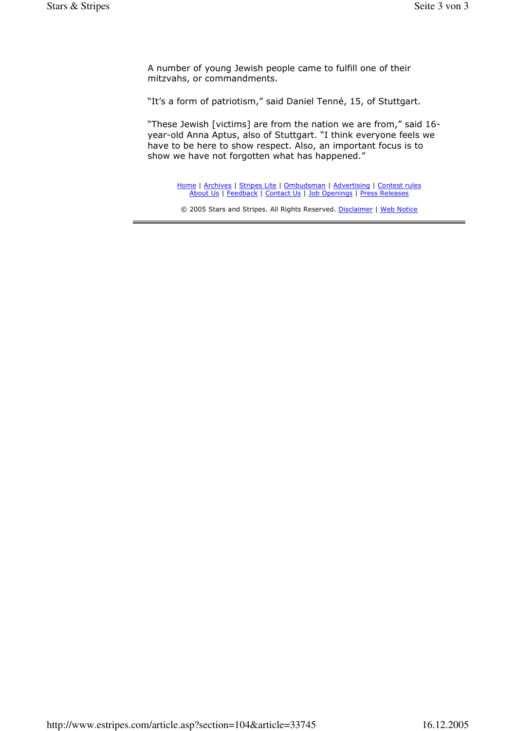A number of young Jewish people came to fulfill one of their mitzvahs, or commandments.

"It's a form of patriotism," said Daniel Tenné, 15, of Stuttgart.

"These Jewish [victims] are from the nation we are from," said 16-year-old Anna Aptus, also of Stuttgart. "I think everyone feels we have to be here to show respect. Also, an important focus is to show we have not forgotten what has happened."

Home | Archives | Stripes Lite | Ombudsman | Advertising | Contest rules
About Us | Feedback | Contact Us | Job Openings | Press Releases

© 2005 Stars and Stripes. All Rights Reserved. Disclaimer | Web Notice